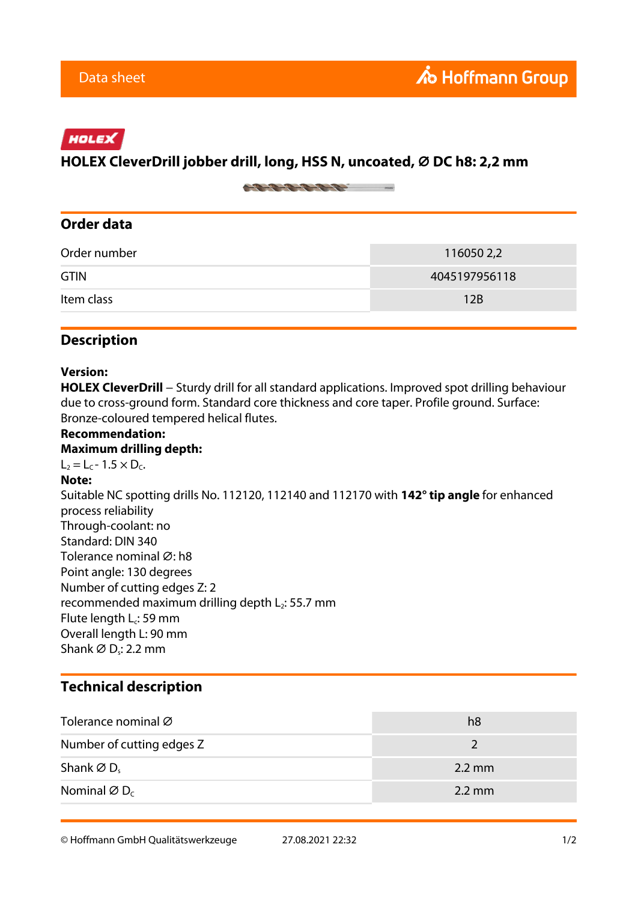Data sheet

Hoffmann Group

HOLEX

# HOLEX CleverDrill jobber drill, long, HSS N, uncoated, ⌀ DC h8: 2,2 mm

## Order data

| | |
|---|---|
| Order number | 116050 2,2 |
| GTIN | 4045197956118 |
| Item class | 12B |

## Description

**Version:**
**HOLEX CleverDrill** – Sturdy drill for all standard applications. Improved spot drilling behaviour due to cross-ground form. Standard core thickness and core taper. Profile ground. Surface: Bronze-coloured tempered helical flutes.
**Recommendation:**
**Maximum drilling depth:**
$L_2 = L_C - 1.5 \times D_C$.
**Note:**
Suitable NC spotting drills No. 112120, 112140 and 112170 with **142° tip angle** for enhanced process reliability
Through-coolant: no
Standard: DIN 340
Tolerance nominal ⌀: h8
Point angle: 130 degrees
Number of cutting edges Z: 2
recommended maximum drilling depth $L_2$: 55.7 mm
Flute length $L_c$: 59 mm
Overall length L: 90 mm
Shank ⌀ $D_s$: 2.2 mm

## Technical description

| | |
|---|---|
| Tolerance nominal ⌀ | h8 |
| Number of cutting edges Z | 2 |
| Shank ⌀ $D_s$ | 2.2 mm |
| Nominal ⌀ $D_C$ | 2.2 mm |

© Hoffmann GmbH Qualitätswerkzeuge 27.08.2021 22:32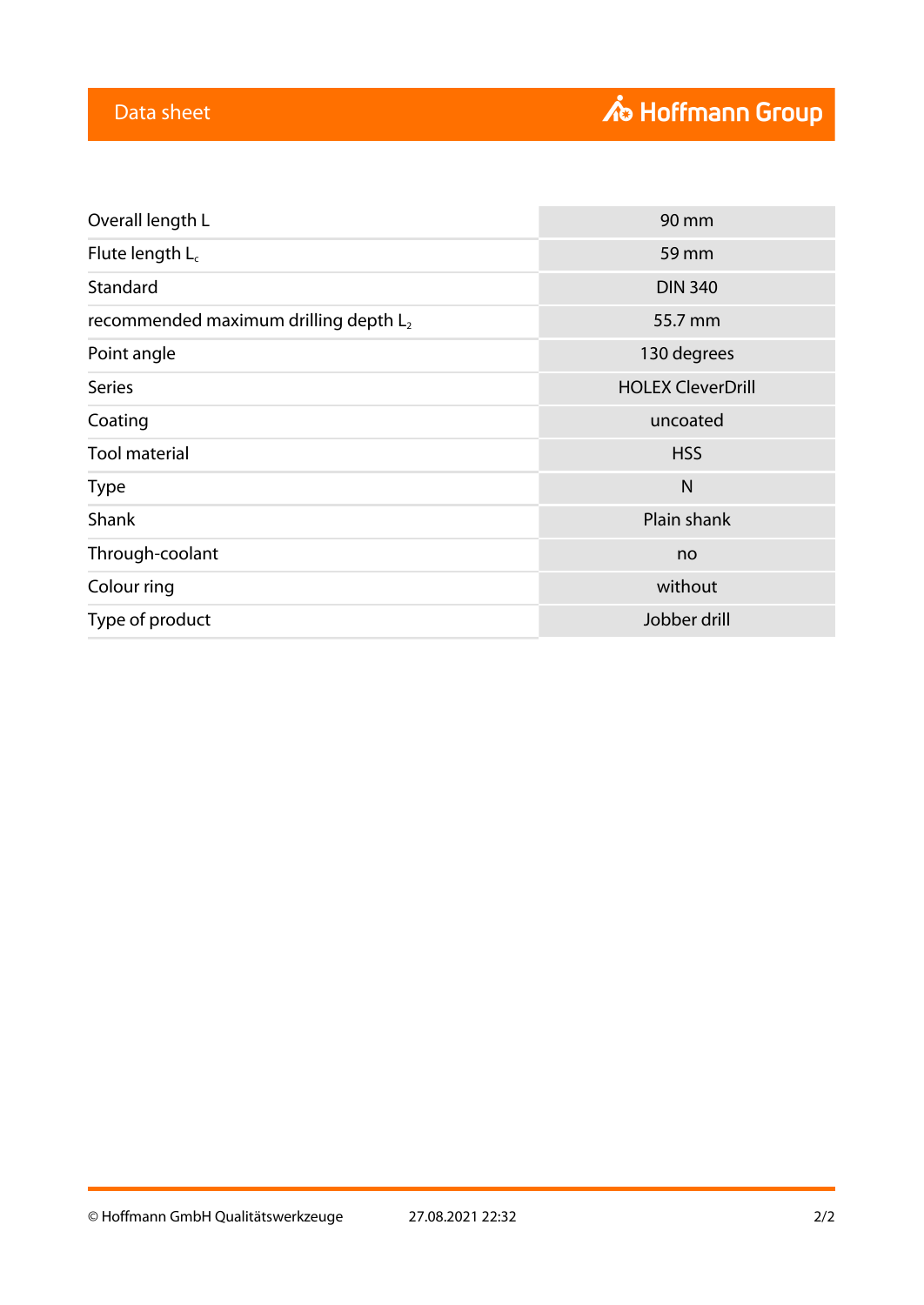| | |
|---|---|
| Overall length L | 90 mm |
| Flute length $L_c$ | 59 mm |
| Standard | DIN 340 |
| recommended maximum drilling depth $L_2$ | 55.7 mm |
| Point angle | 130 degrees |
| Series | HOLEX CleverDrill |
| Coating | uncoated |
| Tool material | HSS |
| Type | N |
| Shank | Plain shank |
| Through-coolant | no |
| Colour ring | without |
| Type of product | Jobber drill |